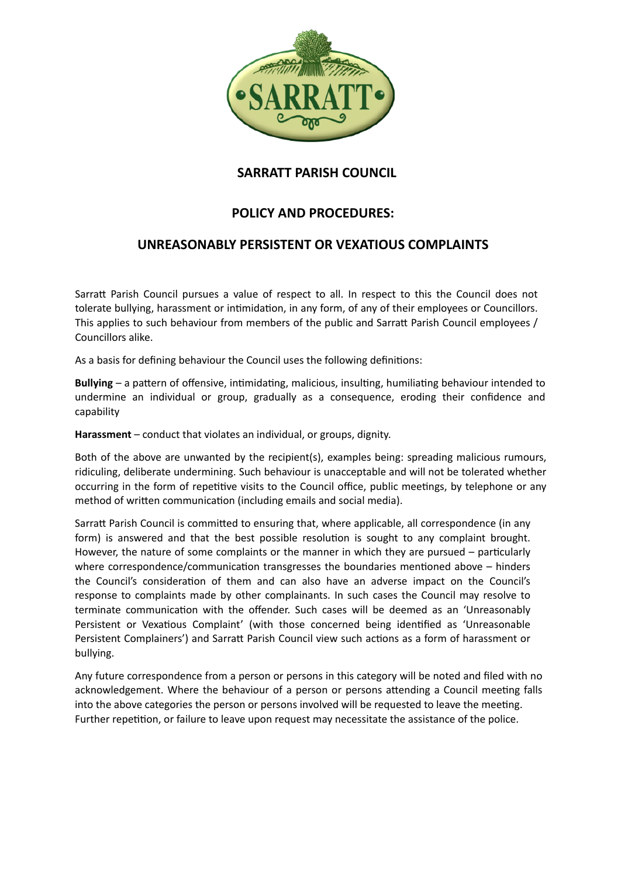# SARRATT PARISH COUNCIL

## POLICY AND PROCEDURES:

## UNREASONABLY PERSISTENT OR VEXATIOUS COMPLAINTS

Sarratt Parish Council pursues a value of respect to all. In respect to this the Council does not tolerate bullying, harassment or intimidation, in any form, of any of their employees or Councillors. This applies to such behaviour from members of the public and Sarratt Parish Council employees / Councillors alike.

As a basis for defining behaviour the Council uses the following definitions:

**Bullying** – a pattern of offensive, intimidating, malicious, insulting, humiliating behaviour intended to undermine an individual or group, gradually as a consequence, eroding their confidence and capability

**Harassment** – conduct that violates an individual, or groups, dignity.

Both of the above are unwanted by the recipient(s), examples being: spreading malicious rumours, ridiculing, deliberate undermining. Such behaviour is unacceptable and will not be tolerated whether occurring in the form of repetitive visits to the Council office, public meetings, by telephone or any method of written communication (including emails and social media).

Sarratt Parish Council is committed to ensuring that, where applicable, all correspondence (in any form) is answered and that the best possible resolution is sought to any complaint brought. However, the nature of some complaints or the manner in which they are pursued – particularly where correspondence/communication transgresses the boundaries mentioned above – hinders the Council's consideration of them and can also have an adverse impact on the Council's response to complaints made by other complainants. In such cases the Council may resolve to terminate communication with the offender. Such cases will be deemed as an 'Unreasonably Persistent or Vexatious Complaint' (with those concerned being identified as 'Unreasonable Persistent Complainers') and Sarratt Parish Council view such actions as a form of harassment or bullying.

Any future correspondence from a person or persons in this category will be noted and filed with no acknowledgement. Where the behaviour of a person or persons attending a Council meeting falls into the above categories the person or persons involved will be requested to leave the meeting. Further repetition, or failure to leave upon request may necessitate the assistance of the police.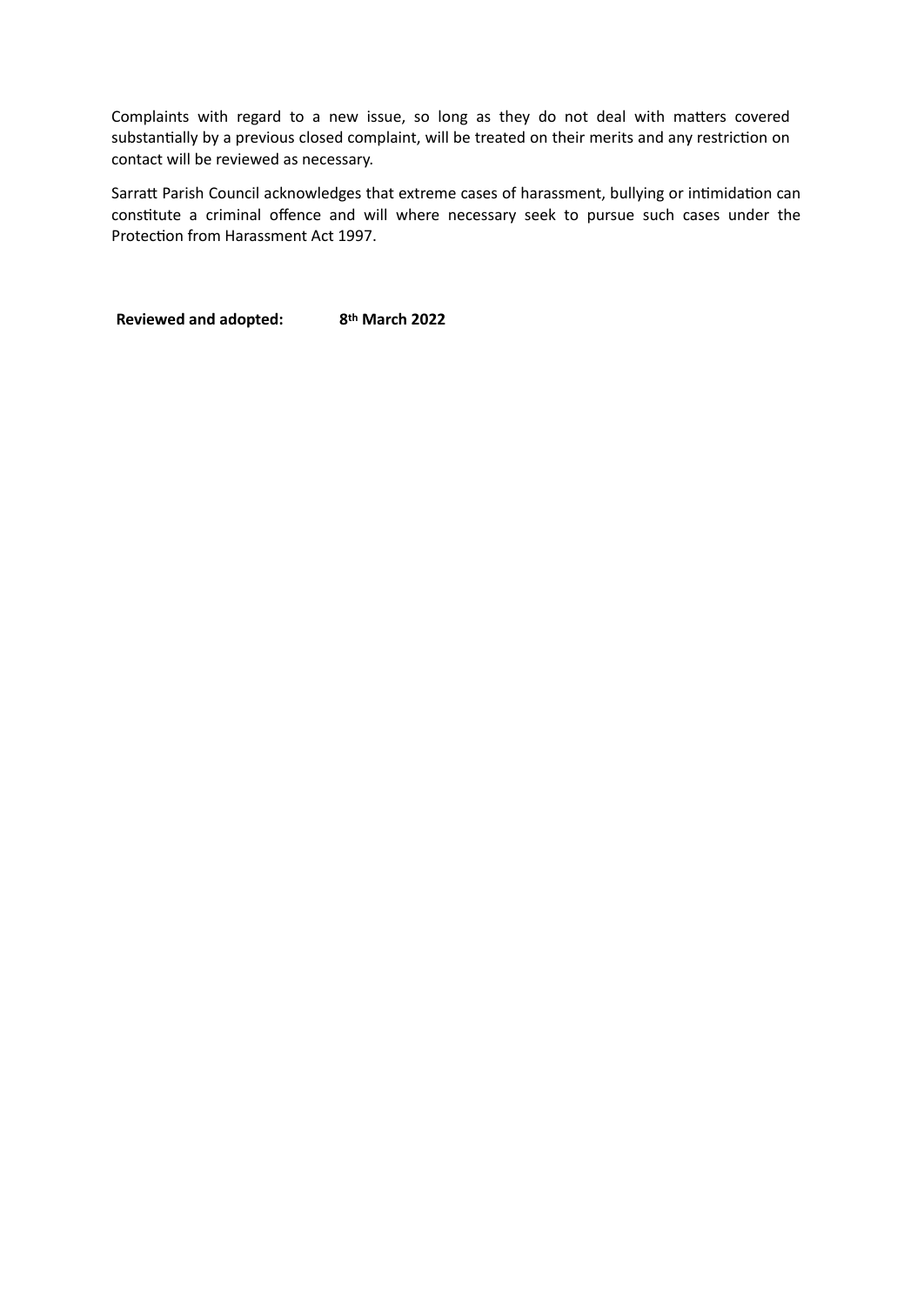Complaints with regard to a new issue, so long as they do not deal with matters covered substantially by a previous closed complaint, will be treated on their merits and any restriction on contact will be reviewed as necessary.

Sarratt Parish Council acknowledges that extreme cases of harassment, bullying or intimidation can constitute a criminal offence and will where necessary seek to pursue such cases under the Protection from Harassment Act 1997.

**Reviewed and adopted:** **8th March 2022**